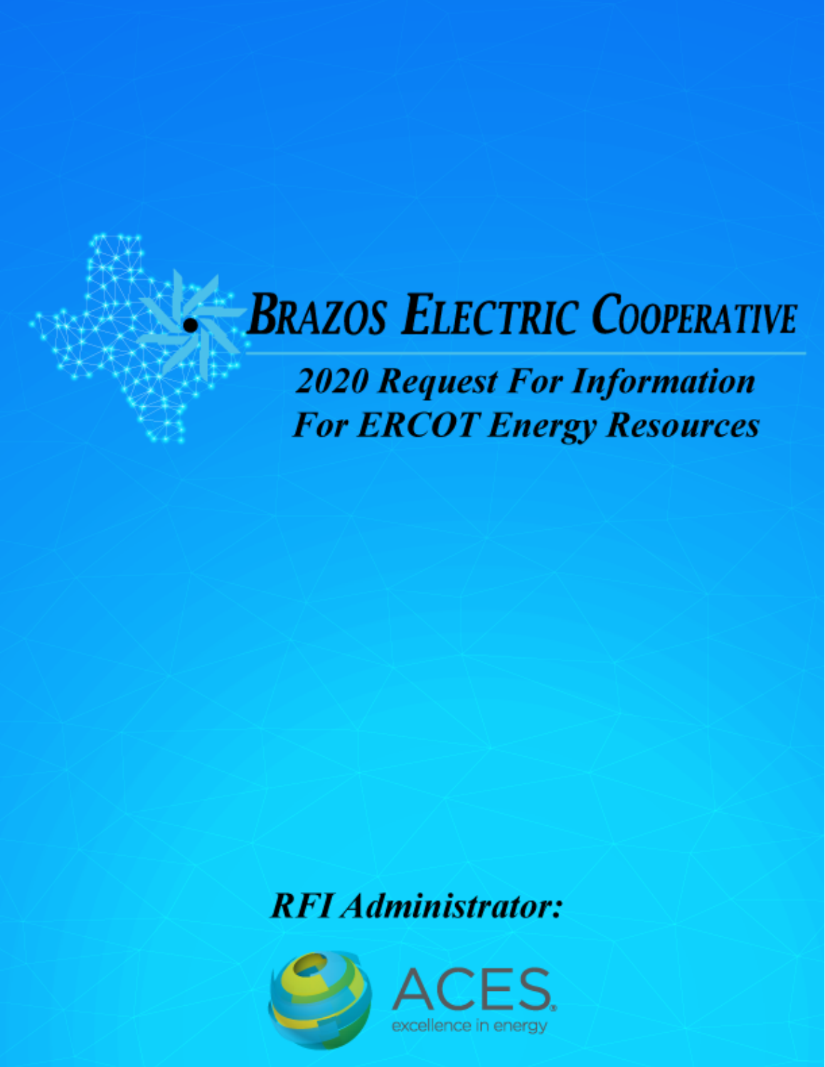# BRAZOS ELECTRIC COOPERATIVE

## *2020 Request For Information For ERCOT Energy Resources*

***RFI Administrator:***

ACES

excellence in energy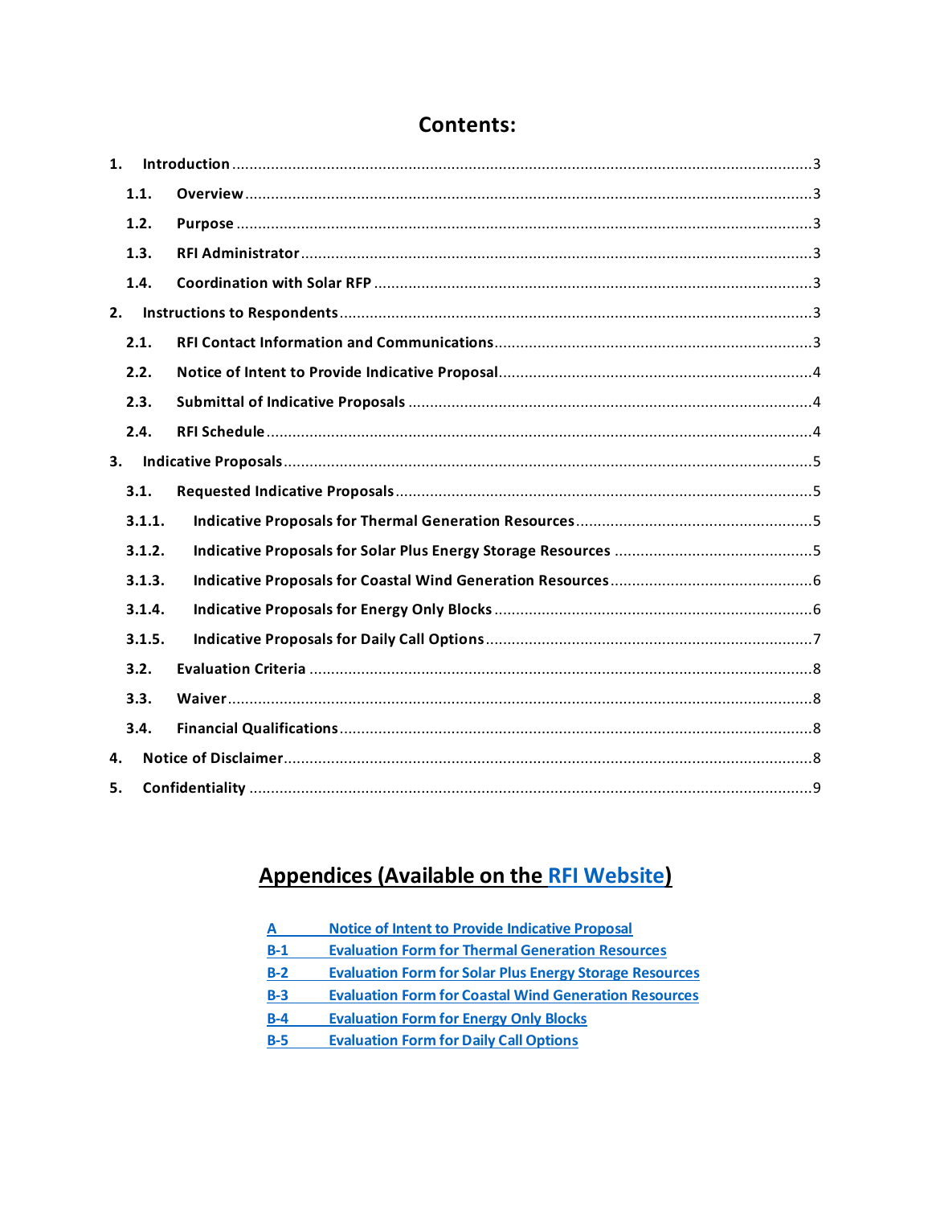# Contents:

| | | |
|---|---|---|
| **1.** | **Introduction** | 3 |
| **1.1.** | **Overview** | 3 |
| **1.2.** | **Purpose** | 3 |
| **1.3.** | **RFI Administrator** | 3 |
| **1.4.** | **Coordination with Solar RFP** | 3 |
| **2.** | **Instructions to Respondents** | 3 |
| **2.1.** | **RFI Contact Information and Communications** | 3 |
| **2.2.** | **Notice of Intent to Provide Indicative Proposal** | 4 |
| **2.3.** | **Submittal of Indicative Proposals** | 4 |
| **2.4.** | **RFI Schedule** | 4 |
| **3.** | **Indicative Proposals** | 5 |
| **3.1.** | **Requested Indicative Proposals** | 5 |
| **3.1.1.** | **Indicative Proposals for Thermal Generation Resources** | 5 |
| **3.1.2.** | **Indicative Proposals for Solar Plus Energy Storage Resources** | 5 |
| **3.1.3.** | **Indicative Proposals for Coastal Wind Generation Resources** | 6 |
| **3.1.4.** | **Indicative Proposals for Energy Only Blocks** | 6 |
| **3.1.5.** | **Indicative Proposals for Daily Call Options** | 7 |
| **3.2.** | **Evaluation Criteria** | 8 |
| **3.3.** | **Waiver** | 8 |
| **3.4.** | **Financial Qualifications** | 8 |
| **4.** | **Notice of Disclaimer** | 8 |
| **5.** | **Confidentiality** | 9 |

## Appendices (Available on the RFI Website)

| | |
|---|---|
| **A** | **Notice of Intent to Provide Indicative Proposal** |
| **B-1** | **Evaluation Form for Thermal Generation Resources** |
| **B-2** | **Evaluation Form for Solar Plus Energy Storage Resources** |
| **B-3** | **Evaluation Form for Coastal Wind Generation Resources** |
| **B-4** | **Evaluation Form for Energy Only Blocks** |
| **B-5** | **Evaluation Form for Daily Call Options** |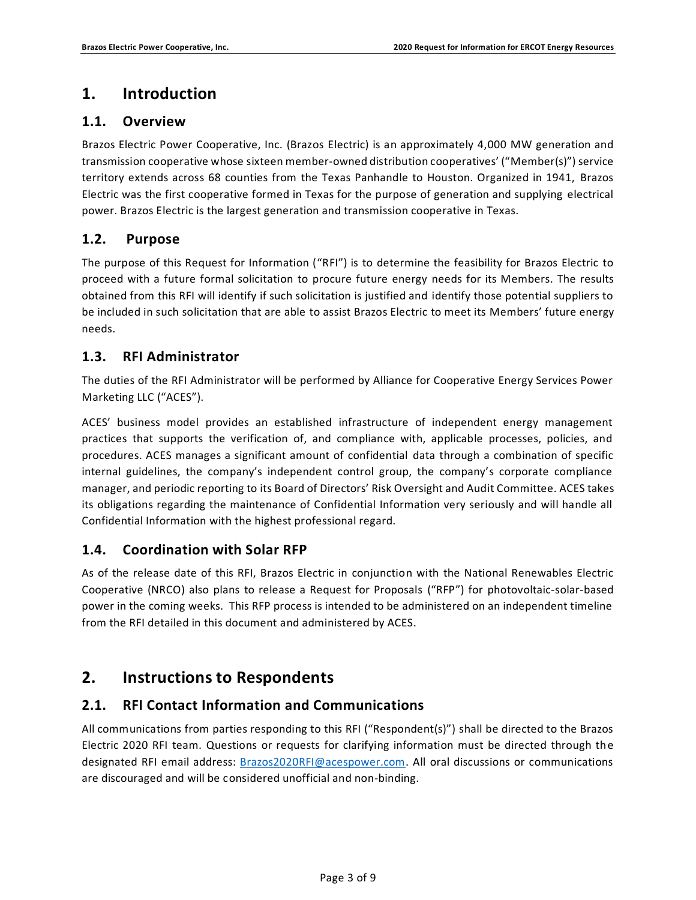# 1. Introduction

## 1.1. Overview

Brazos Electric Power Cooperative, Inc. (Brazos Electric) is an approximately 4,000 MW generation and transmission cooperative whose sixteen member-owned distribution cooperatives' ("Member(s)") service territory extends across 68 counties from the Texas Panhandle to Houston. Organized in 1941, Brazos Electric was the first cooperative formed in Texas for the purpose of generation and supplying electrical power. Brazos Electric is the largest generation and transmission cooperative in Texas.

## 1.2. Purpose

The purpose of this Request for Information ("RFI") is to determine the feasibility for Brazos Electric to proceed with a future formal solicitation to procure future energy needs for its Members. The results obtained from this RFI will identify if such solicitation is justified and identify those potential suppliers to be included in such solicitation that are able to assist Brazos Electric to meet its Members' future energy needs.

## 1.3. RFI Administrator

The duties of the RFI Administrator will be performed by Alliance for Cooperative Energy Services Power Marketing LLC ("ACES").

ACES' business model provides an established infrastructure of independent energy management practices that supports the verification of, and compliance with, applicable processes, policies, and procedures. ACES manages a significant amount of confidential data through a combination of specific internal guidelines, the company's independent control group, the company's corporate compliance manager, and periodic reporting to its Board of Directors' Risk Oversight and Audit Committee. ACES takes its obligations regarding the maintenance of Confidential Information very seriously and will handle all Confidential Information with the highest professional regard.

## 1.4. Coordination with Solar RFP

As of the release date of this RFI, Brazos Electric in conjunction with the National Renewables Electric Cooperative (NRCO) also plans to release a Request for Proposals ("RFP") for photovoltaic-solar-based power in the coming weeks. This RFP process is intended to be administered on an independent timeline from the RFI detailed in this document and administered by ACES.

# 2. Instructions to Respondents

## 2.1. RFI Contact Information and Communications

All communications from parties responding to this RFI ("Respondent(s)") shall be directed to the Brazos Electric 2020 RFI team. Questions or requests for clarifying information must be directed through the designated RFI email address: Brazos2020RFI@acespower.com. All oral discussions or communications are discouraged and will be considered unofficial and non-binding.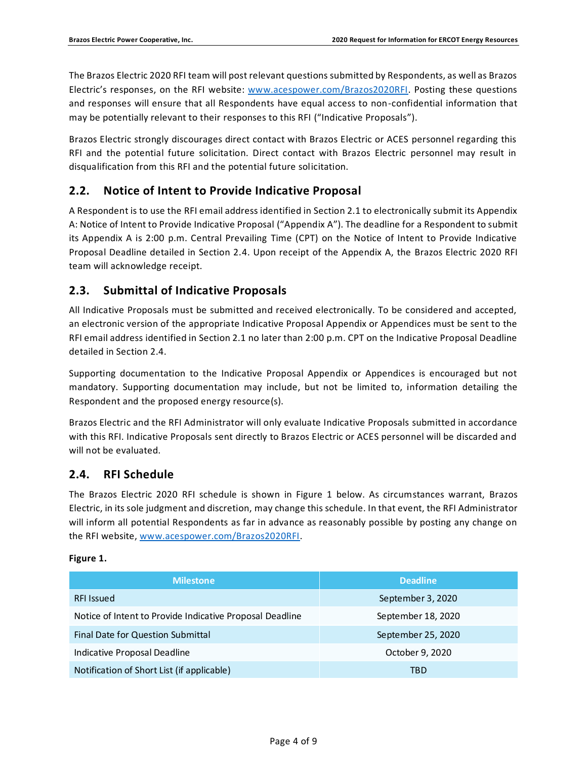The Brazos Electric 2020 RFI team will post relevant questions submitted by Respondents, as well as Brazos Electric's responses, on the RFI website: [www.acespower.com/Brazos2020RFI](http://www.acespower.com/Brazos2020RFI). Posting these questions and responses will ensure that all Respondents have equal access to non-confidential information that may be potentially relevant to their responses to this RFI ("Indicative Proposals").

Brazos Electric strongly discourages direct contact with Brazos Electric or ACES personnel regarding this RFI and the potential future solicitation. Direct contact with Brazos Electric personnel may result in disqualification from this RFI and the potential future solicitation.

## 2.2. Notice of Intent to Provide Indicative Proposal

A Respondent is to use the RFI email address identified in Section 2.1 to electronically submit its Appendix A: Notice of Intent to Provide Indicative Proposal ("Appendix A"). The deadline for a Respondent to submit its Appendix A is 2:00 p.m. Central Prevailing Time (CPT) on the Notice of Intent to Provide Indicative Proposal Deadline detailed in Section 2.4. Upon receipt of the Appendix A, the Brazos Electric 2020 RFI team will acknowledge receipt.

## 2.3. Submittal of Indicative Proposals

All Indicative Proposals must be submitted and received electronically. To be considered and accepted, an electronic version of the appropriate Indicative Proposal Appendix or Appendices must be sent to the RFI email address identified in Section 2.1 no later than 2:00 p.m. CPT on the Indicative Proposal Deadline detailed in Section 2.4.

Supporting documentation to the Indicative Proposal Appendix or Appendices is encouraged but not mandatory. Supporting documentation may include, but not be limited to, information detailing the Respondent and the proposed energy resource(s).

Brazos Electric and the RFI Administrator will only evaluate Indicative Proposals submitted in accordance with this RFI. Indicative Proposals sent directly to Brazos Electric or ACES personnel will be discarded and will not be evaluated.

## 2.4. RFI Schedule

The Brazos Electric 2020 RFI schedule is shown in Figure 1 below. As circumstances warrant, Brazos Electric, in its sole judgment and discretion, may change this schedule. In that event, the RFI Administrator will inform all potential Respondents as far in advance as reasonably possible by posting any change on the RFI website, [www.acespower.com/Brazos2020RFI](http://www.acespower.com/Brazos2020RFI).

**Figure 1.**

| Milestone | Deadline |
|---|---|
| RFI Issued | September 3, 2020 |
| Notice of Intent to Provide Indicative Proposal Deadline | September 18, 2020 |
| Final Date for Question Submittal | September 25, 2020 |
| Indicative Proposal Deadline | October 9, 2020 |
| Notification of Short List (if applicable) | TBD |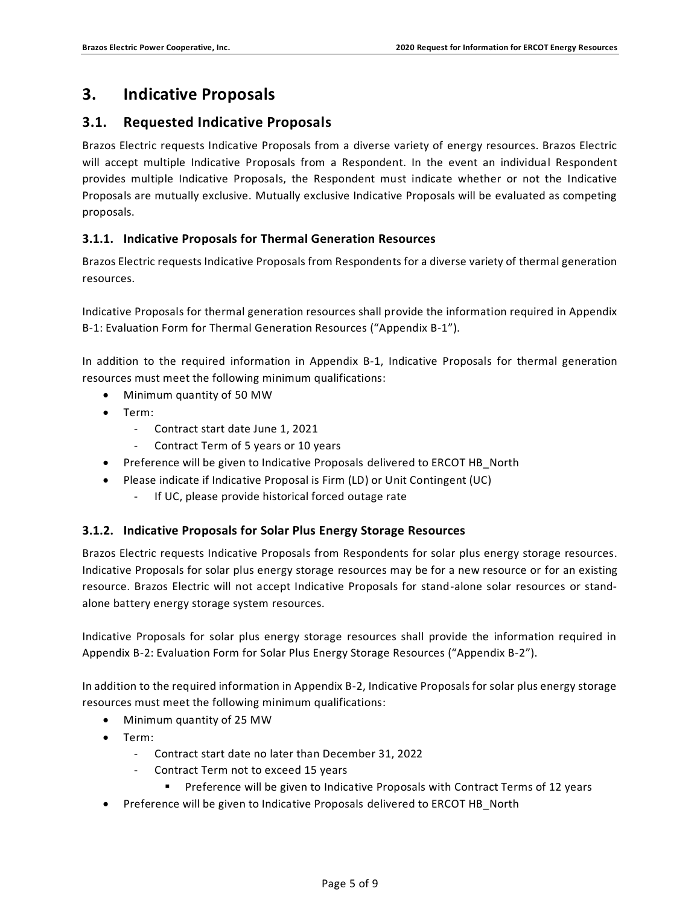# 3. Indicative Proposals

## 3.1. Requested Indicative Proposals

Brazos Electric requests Indicative Proposals from a diverse variety of energy resources. Brazos Electric will accept multiple Indicative Proposals from a Respondent. In the event an individual Respondent provides multiple Indicative Proposals, the Respondent must indicate whether or not the Indicative Proposals are mutually exclusive. Mutually exclusive Indicative Proposals will be evaluated as competing proposals.

### 3.1.1. Indicative Proposals for Thermal Generation Resources

Brazos Electric requests Indicative Proposals from Respondents for a diverse variety of thermal generation resources.

Indicative Proposals for thermal generation resources shall provide the information required in Appendix B-1: Evaluation Form for Thermal Generation Resources ("Appendix B-1").

In addition to the required information in Appendix B-1, Indicative Proposals for thermal generation resources must meet the following minimum qualifications:

- Minimum quantity of 50 MW
- Term:
  - Contract start date June 1, 2021
  - Contract Term of 5 years or 10 years
- Preference will be given to Indicative Proposals delivered to ERCOT HB_North
- Please indicate if Indicative Proposal is Firm (LD) or Unit Contingent (UC)
  - If UC, please provide historical forced outage rate

### 3.1.2. Indicative Proposals for Solar Plus Energy Storage Resources

Brazos Electric requests Indicative Proposals from Respondents for solar plus energy storage resources. Indicative Proposals for solar plus energy storage resources may be for a new resource or for an existing resource. Brazos Electric will not accept Indicative Proposals for stand-alone solar resources or stand-alone battery energy storage system resources.

Indicative Proposals for solar plus energy storage resources shall provide the information required in Appendix B-2: Evaluation Form for Solar Plus Energy Storage Resources ("Appendix B-2").

In addition to the required information in Appendix B-2, Indicative Proposals for solar plus energy storage resources must meet the following minimum qualifications:

- Minimum quantity of 25 MW
- Term:
  - Contract start date no later than December 31, 2022
  - Contract Term not to exceed 15 years
    - Preference will be given to Indicative Proposals with Contract Terms of 12 years
- Preference will be given to Indicative Proposals delivered to ERCOT HB_North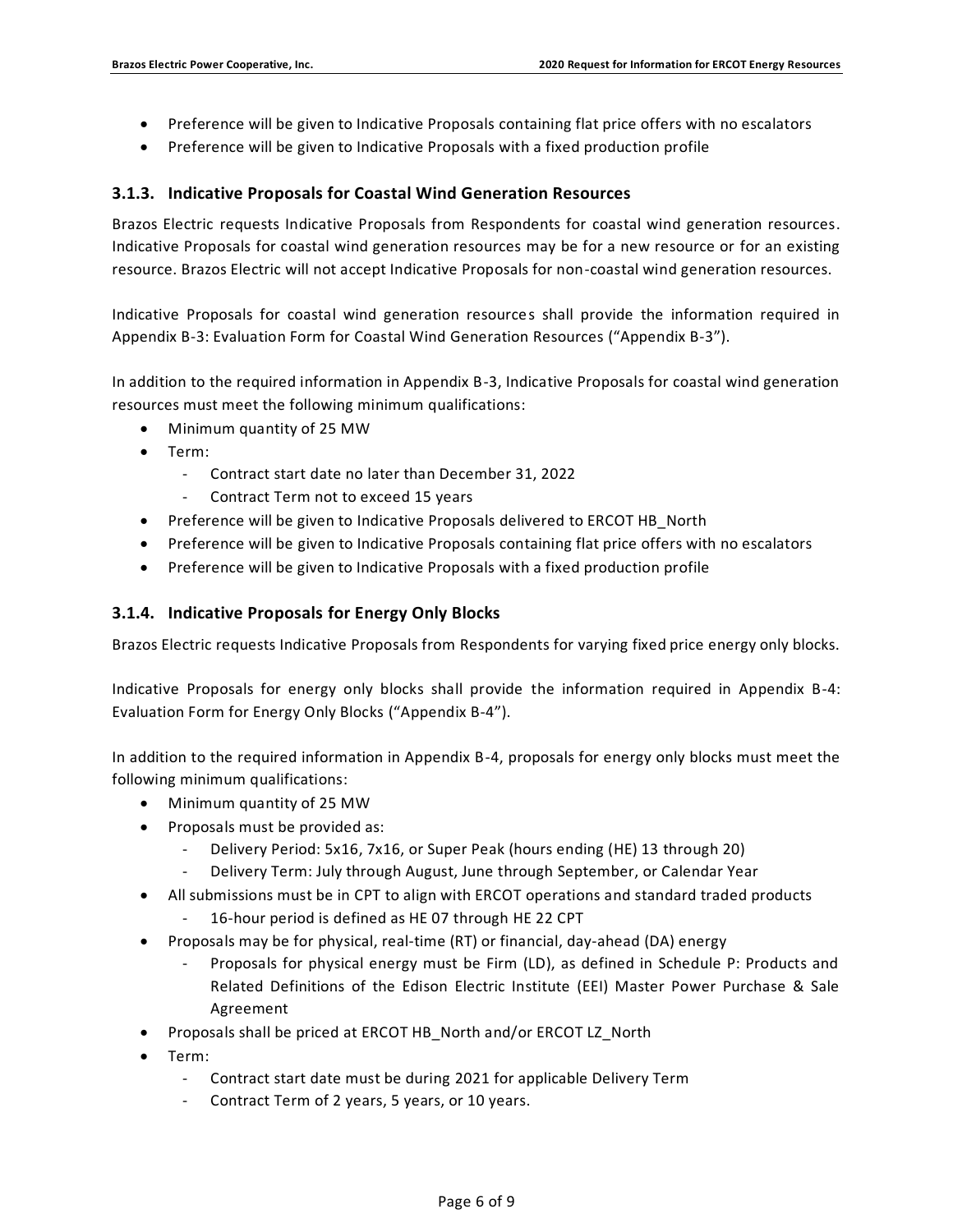- Preference will be given to Indicative Proposals containing flat price offers with no escalators
- Preference will be given to Indicative Proposals with a fixed production profile

### 3.1.3. Indicative Proposals for Coastal Wind Generation Resources

Brazos Electric requests Indicative Proposals from Respondents for coastal wind generation resources. Indicative Proposals for coastal wind generation resources may be for a new resource or for an existing resource. Brazos Electric will not accept Indicative Proposals for non-coastal wind generation resources.

Indicative Proposals for coastal wind generation resources shall provide the information required in Appendix B-3: Evaluation Form for Coastal Wind Generation Resources ("Appendix B-3").

In addition to the required information in Appendix B-3, Indicative Proposals for coastal wind generation resources must meet the following minimum qualifications:

- Minimum quantity of 25 MW
- Term:
  - Contract start date no later than December 31, 2022
  - Contract Term not to exceed 15 years
- Preference will be given to Indicative Proposals delivered to ERCOT HB_North
- Preference will be given to Indicative Proposals containing flat price offers with no escalators
- Preference will be given to Indicative Proposals with a fixed production profile

### 3.1.4. Indicative Proposals for Energy Only Blocks

Brazos Electric requests Indicative Proposals from Respondents for varying fixed price energy only blocks.

Indicative Proposals for energy only blocks shall provide the information required in Appendix B-4: Evaluation Form for Energy Only Blocks ("Appendix B-4").

In addition to the required information in Appendix B-4, proposals for energy only blocks must meet the following minimum qualifications:

- Minimum quantity of 25 MW
- Proposals must be provided as:
  - Delivery Period: 5x16, 7x16, or Super Peak (hours ending (HE) 13 through 20)
  - Delivery Term: July through August, June through September, or Calendar Year
- All submissions must be in CPT to align with ERCOT operations and standard traded products
  - 16-hour period is defined as HE 07 through HE 22 CPT
- Proposals may be for physical, real-time (RT) or financial, day-ahead (DA) energy
  - Proposals for physical energy must be Firm (LD), as defined in Schedule P: Products and Related Definitions of the Edison Electric Institute (EEI) Master Power Purchase & Sale Agreement
- Proposals shall be priced at ERCOT HB_North and/or ERCOT LZ_North
- Term:
  - Contract start date must be during 2021 for applicable Delivery Term
  - Contract Term of 2 years, 5 years, or 10 years.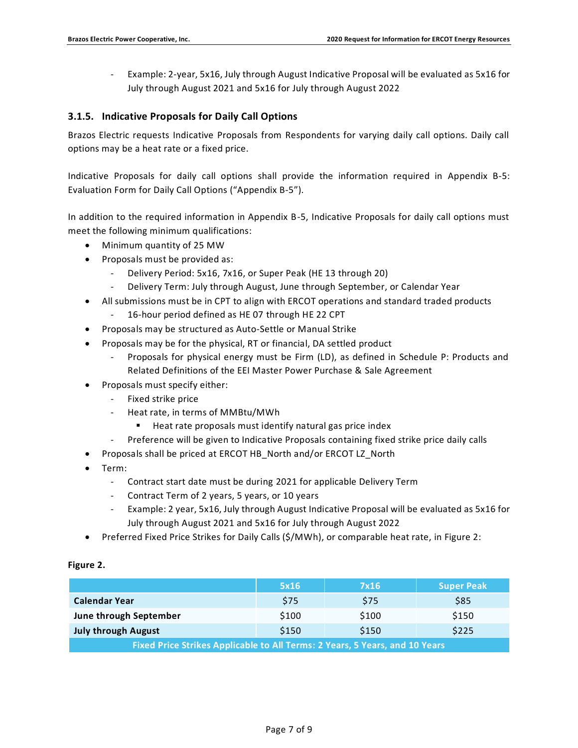- Example: 2-year, 5x16, July through August Indicative Proposal will be evaluated as 5x16 for July through August 2021 and 5x16 for July through August 2022

### 3.1.5. Indicative Proposals for Daily Call Options

Brazos Electric requests Indicative Proposals from Respondents for varying daily call options. Daily call options may be a heat rate or a fixed price.

Indicative Proposals for daily call options shall provide the information required in Appendix B-5: Evaluation Form for Daily Call Options ("Appendix B-5").

In addition to the required information in Appendix B-5, Indicative Proposals for daily call options must meet the following minimum qualifications:

- Minimum quantity of 25 MW
- Proposals must be provided as:
  - Delivery Period: 5x16, 7x16, or Super Peak (HE 13 through 20)
  - Delivery Term: July through August, June through September, or Calendar Year
- All submissions must be in CPT to align with ERCOT operations and standard traded products
  - 16-hour period defined as HE 07 through HE 22 CPT
- Proposals may be structured as Auto-Settle or Manual Strike
- Proposals may be for the physical, RT or financial, DA settled product
  - Proposals for physical energy must be Firm (LD), as defined in Schedule P: Products and Related Definitions of the EEI Master Power Purchase & Sale Agreement
- Proposals must specify either:
  - Fixed strike price
  - Heat rate, in terms of MMBtu/MWh
    - Heat rate proposals must identify natural gas price index
  - Preference will be given to Indicative Proposals containing fixed strike price daily calls
- Proposals shall be priced at ERCOT HB_North and/or ERCOT LZ_North
- Term:
  - Contract start date must be during 2021 for applicable Delivery Term
  - Contract Term of 2 years, 5 years, or 10 years
  - Example: 2 year, 5x16, July through August Indicative Proposal will be evaluated as 5x16 for July through August 2021 and 5x16 for July through August 2022
- Preferred Fixed Price Strikes for Daily Calls ($/MWh), or comparable heat rate, in Figure 2:

**Figure 2.**

| | 5x16 | 7x16 | Super Peak |
|---|---|---|---|
| **Calendar Year** | $75 | $75 | $85 |
| **June through September** | $100 | $100 | $150 |
| **July through August** | $150 | $150 | $225 |
| **Fixed Price Strikes Applicable to All Terms: 2 Years, 5 Years, and 10 Years** | | | |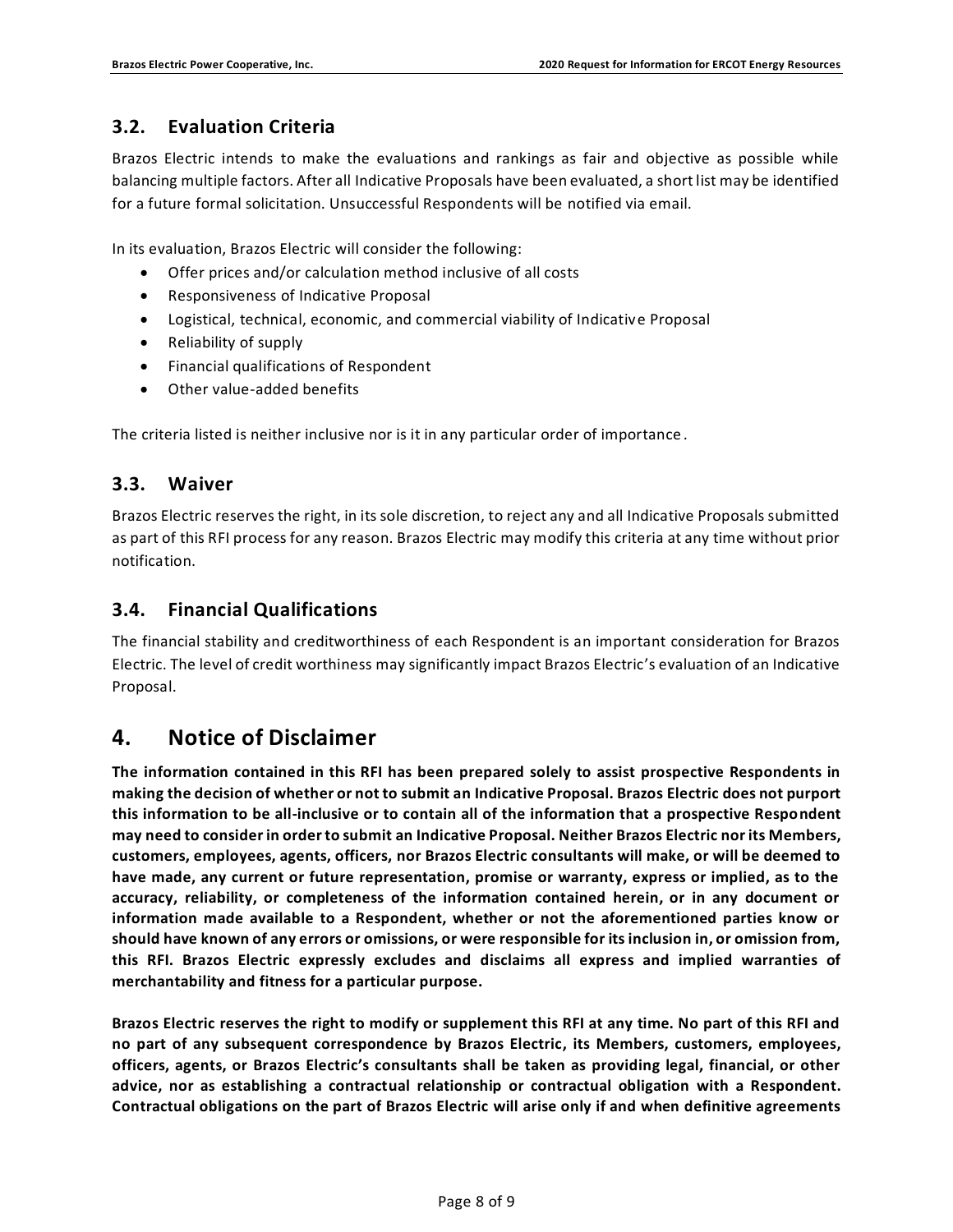## 3.2. Evaluation Criteria

Brazos Electric intends to make the evaluations and rankings as fair and objective as possible while balancing multiple factors. After all Indicative Proposals have been evaluated, a short list may be identified for a future formal solicitation. Unsuccessful Respondents will be notified via email.

In its evaluation, Brazos Electric will consider the following:

- Offer prices and/or calculation method inclusive of all costs
- Responsiveness of Indicative Proposal
- Logistical, technical, economic, and commercial viability of Indicative Proposal
- Reliability of supply
- Financial qualifications of Respondent
- Other value-added benefits

The criteria listed is neither inclusive nor is it in any particular order of importance.

## 3.3. Waiver

Brazos Electric reserves the right, in its sole discretion, to reject any and all Indicative Proposals submitted as part of this RFI process for any reason. Brazos Electric may modify this criteria at any time without prior notification.

## 3.4. Financial Qualifications

The financial stability and creditworthiness of each Respondent is an important consideration for Brazos Electric. The level of credit worthiness may significantly impact Brazos Electric's evaluation of an Indicative Proposal.

# 4. Notice of Disclaimer

**The information contained in this RFI has been prepared solely to assist prospective Respondents in making the decision of whether or not to submit an Indicative Proposal. Brazos Electric does not purport this information to be all-inclusive or to contain all of the information that a prospective Respondent may need to consider in order to submit an Indicative Proposal. Neither Brazos Electric nor its Members, customers, employees, agents, officers, nor Brazos Electric consultants will make, or will be deemed to have made, any current or future representation, promise or warranty, express or implied, as to the accuracy, reliability, or completeness of the information contained herein, or in any document or information made available to a Respondent, whether or not the aforementioned parties know or should have known of any errors or omissions, or were responsible for its inclusion in, or omission from, this RFI. Brazos Electric expressly excludes and disclaims all express and implied warranties of merchantability and fitness for a particular purpose.**

**Brazos Electric reserves the right to modify or supplement this RFI at any time. No part of this RFI and no part of any subsequent correspondence by Brazos Electric, its Members, customers, employees, officers, agents, or Brazos Electric's consultants shall be taken as providing legal, financial, or other advice, nor as establishing a contractual relationship or contractual obligation with a Respondent. Contractual obligations on the part of Brazos Electric will arise only if and when definitive agreements**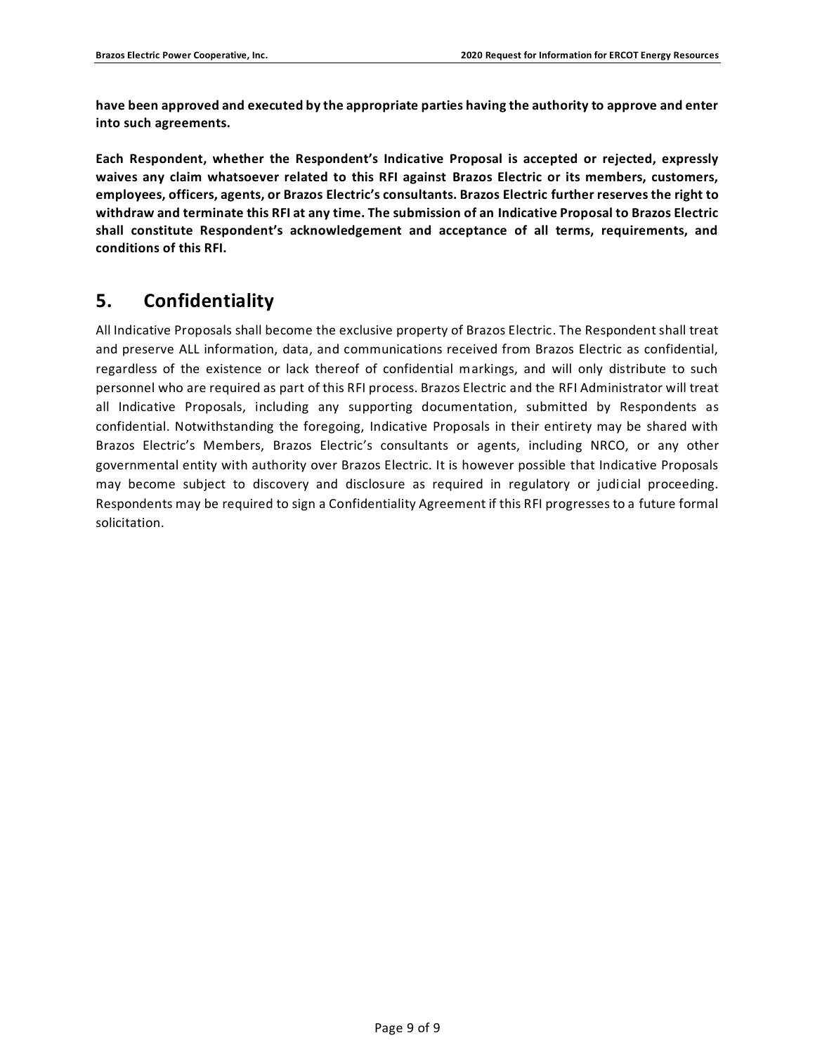**have been approved and executed by the appropriate parties having the authority to approve and enter into such agreements.**

**Each Respondent, whether the Respondent's Indicative Proposal is accepted or rejected, expressly waives any claim whatsoever related to this RFI against Brazos Electric or its members, customers, employees, officers, agents, or Brazos Electric's consultants. Brazos Electric further reserves the right to withdraw and terminate this RFI at any time. The submission of an Indicative Proposal to Brazos Electric shall constitute Respondent's acknowledgement and acceptance of all terms, requirements, and conditions of this RFI.**

# 5. Confidentiality

All Indicative Proposals shall become the exclusive property of Brazos Electric. The Respondent shall treat and preserve ALL information, data, and communications received from Brazos Electric as confidential, regardless of the existence or lack thereof of confidential markings, and will only distribute to such personnel who are required as part of this RFI process. Brazos Electric and the RFI Administrator will treat all Indicative Proposals, including any supporting documentation, submitted by Respondents as confidential. Notwithstanding the foregoing, Indicative Proposals in their entirety may be shared with Brazos Electric's Members, Brazos Electric's consultants or agents, including NRCO, or any other governmental entity with authority over Brazos Electric. It is however possible that Indicative Proposals may become subject to discovery and disclosure as required in regulatory or judicial proceeding. Respondents may be required to sign a Confidentiality Agreement if this RFI progresses to a future formal solicitation.